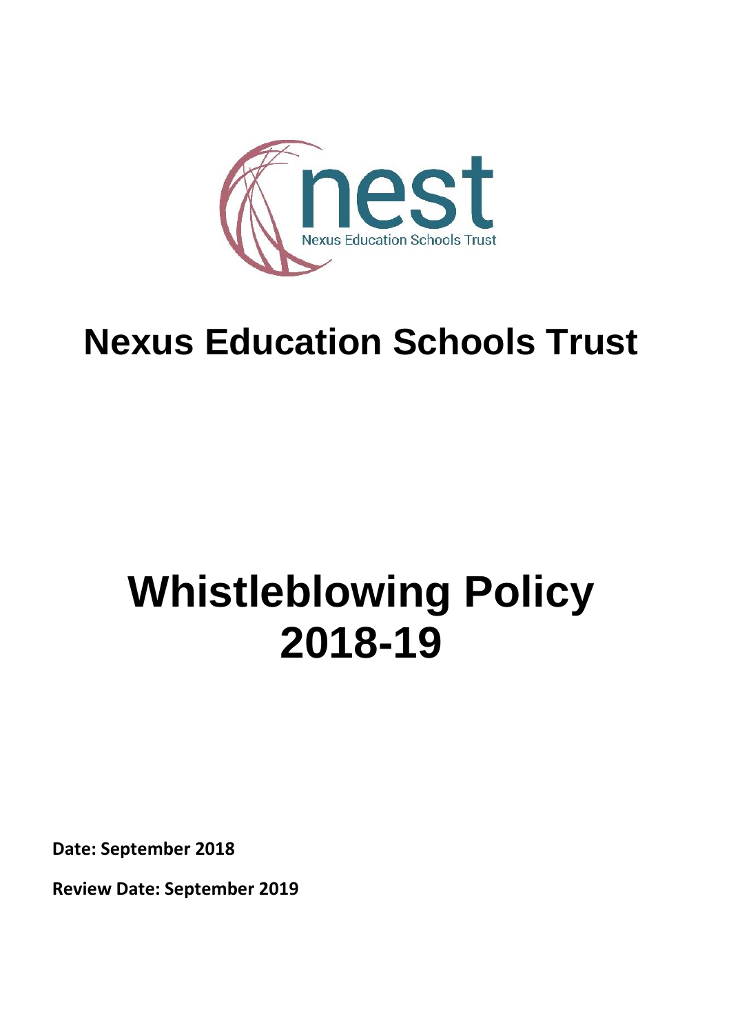# Nexus Education Schools Trust

# Whistleblowing Policy 2018-19

**Date: September 2018**

**Review Date: September 2019**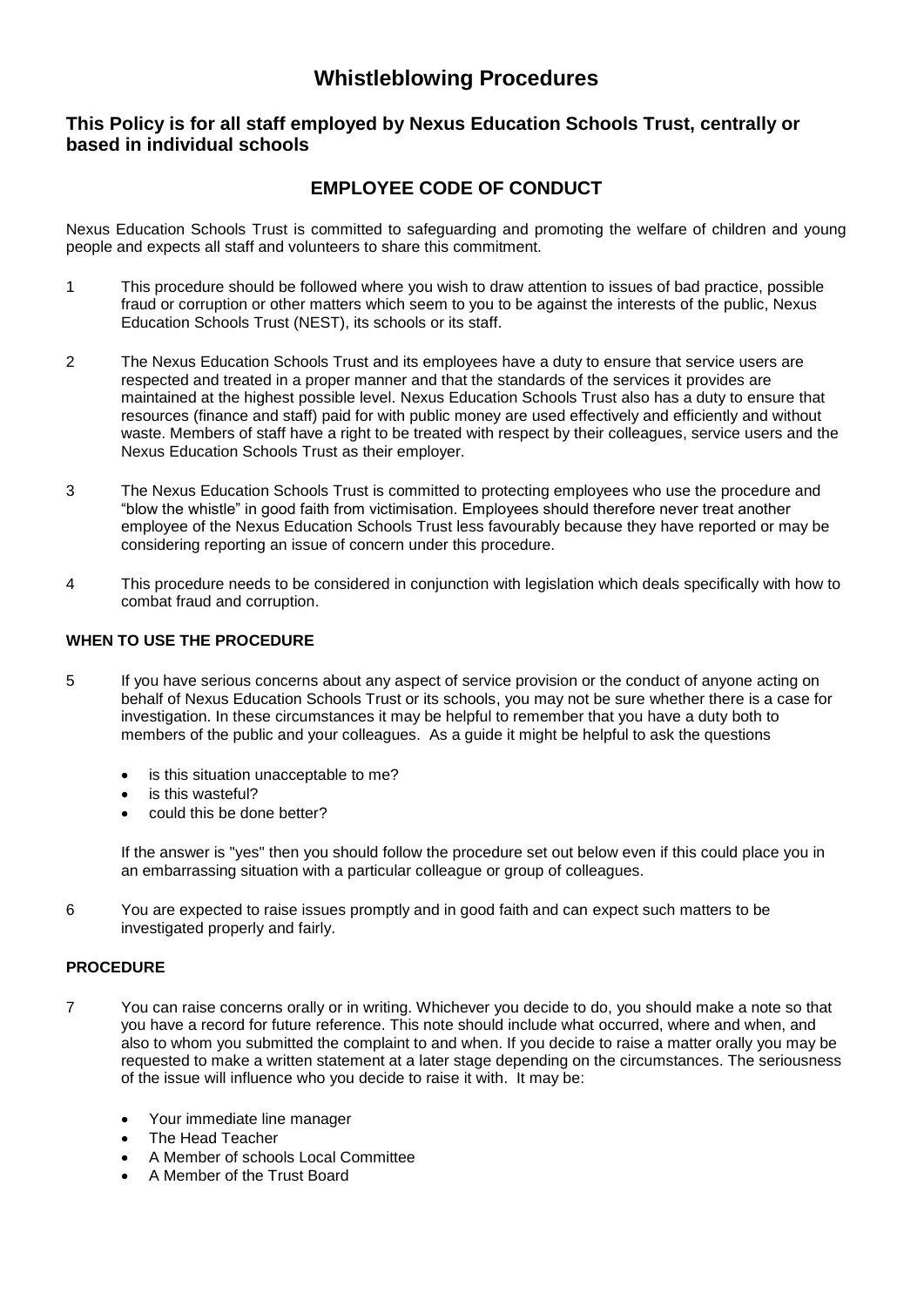# Whistleblowing Procedures

## This Policy is for all staff employed by Nexus Education Schools Trust, centrally or based in individual schools

## EMPLOYEE CODE OF CONDUCT

Nexus Education Schools Trust is committed to safeguarding and promoting the welfare of children and young people and expects all staff and volunteers to share this commitment.

1 This procedure should be followed where you wish to draw attention to issues of bad practice, possible fraud or corruption or other matters which seem to you to be against the interests of the public, Nexus Education Schools Trust (NEST), its schools or its staff.

2 The Nexus Education Schools Trust and its employees have a duty to ensure that service users are respected and treated in a proper manner and that the standards of the services it provides are maintained at the highest possible level. Nexus Education Schools Trust also has a duty to ensure that resources (finance and staff) paid for with public money are used effectively and efficiently and without waste. Members of staff have a right to be treated with respect by their colleagues, service users and the Nexus Education Schools Trust as their employer.

3 The Nexus Education Schools Trust is committed to protecting employees who use the procedure and "blow the whistle" in good faith from victimisation. Employees should therefore never treat another employee of the Nexus Education Schools Trust less favourably because they have reported or may be considering reporting an issue of concern under this procedure.

4 This procedure needs to be considered in conjunction with legislation which deals specifically with how to combat fraud and corruption.

**WHEN TO USE THE PROCEDURE**

5 If you have serious concerns about any aspect of service provision or the conduct of anyone acting on behalf of Nexus Education Schools Trust or its schools, you may not be sure whether there is a case for investigation. In these circumstances it may be helpful to remember that you have a duty both to members of the public and your colleagues. As a guide it might be helpful to ask the questions

- is this situation unacceptable to me?
- is this wasteful?
- could this be done better?

If the answer is "yes" then you should follow the procedure set out below even if this could place you in an embarrassing situation with a particular colleague or group of colleagues.

6 You are expected to raise issues promptly and in good faith and can expect such matters to be investigated properly and fairly.

**PROCEDURE**

7 You can raise concerns orally or in writing. Whichever you decide to do, you should make a note so that you have a record for future reference. This note should include what occurred, where and when, and also to whom you submitted the complaint to and when. If you decide to raise a matter orally you may be requested to make a written statement at a later stage depending on the circumstances. The seriousness of the issue will influence who you decide to raise it with. It may be:

- Your immediate line manager
- The Head Teacher
- A Member of schools Local Committee
- A Member of the Trust Board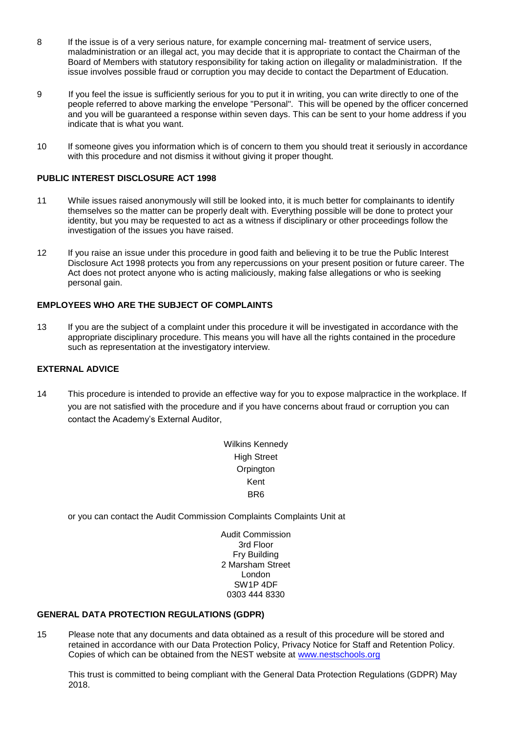8 If the issue is of a very serious nature, for example concerning mal- treatment of service users, maladministration or an illegal act, you may decide that it is appropriate to contact the Chairman of the Board of Members with statutory responsibility for taking action on illegality or maladministration. If the issue involves possible fraud or corruption you may decide to contact the Department of Education.

9 If you feel the issue is sufficiently serious for you to put it in writing, you can write directly to one of the people referred to above marking the envelope "Personal". This will be opened by the officer concerned and you will be guaranteed a response within seven days. This can be sent to your home address if you indicate that is what you want.

10 If someone gives you information which is of concern to them you should treat it seriously in accordance with this procedure and not dismiss it without giving it proper thought.

**PUBLIC INTEREST DISCLOSURE ACT 1998**

11 While issues raised anonymously will still be looked into, it is much better for complainants to identify themselves so the matter can be properly dealt with. Everything possible will be done to protect your identity, but you may be requested to act as a witness if disciplinary or other proceedings follow the investigation of the issues you have raised.

12 If you raise an issue under this procedure in good faith and believing it to be true the Public Interest Disclosure Act 1998 protects you from any repercussions on your present position or future career. The Act does not protect anyone who is acting maliciously, making false allegations or who is seeking personal gain.

**EMPLOYEES WHO ARE THE SUBJECT OF COMPLAINTS**

13 If you are the subject of a complaint under this procedure it will be investigated in accordance with the appropriate disciplinary procedure. This means you will have all the rights contained in the procedure such as representation at the investigatory interview.

**EXTERNAL ADVICE**

14 This procedure is intended to provide an effective way for you to expose malpractice in the workplace. If you are not satisfied with the procedure and if you have concerns about fraud or corruption you can contact the Academy's External Auditor,

Wilkins Kennedy
High Street
Orpington
Kent
BR6

or you can contact the Audit Commission Complaints Complaints Unit at

Audit Commission
3rd Floor
Fry Building
2 Marsham Street
London
SW1P 4DF
0303 444 8330

**GENERAL DATA PROTECTION REGULATIONS (GDPR)**

15 Please note that any documents and data obtained as a result of this procedure will be stored and retained in accordance with our Data Protection Policy, Privacy Notice for Staff and Retention Policy. Copies of which can be obtained from the NEST website at [www.nestschools.org](http://www.nestschools.org)

This trust is committed to being compliant with the General Data Protection Regulations (GDPR) May 2018.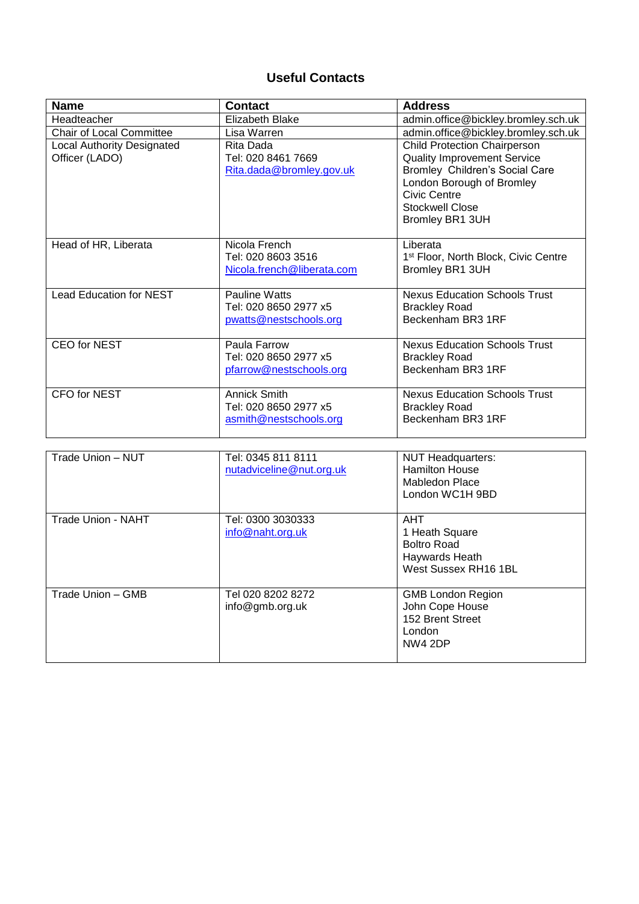## Useful Contacts

| Name | Contact | Address |
|---|---|---|
| Headteacher | Elizabeth Blake | admin.office@bickley.bromley.sch.uk |
| Chair of Local Committee | Lisa Warren | admin.office@bickley.bromley.sch.uk |
| Local Authority Designated Officer (LADO) | Rita Dada<br>Tel: 020 8461 7669<br>Rita.dada@bromley.gov.uk | Child Protection Chairperson<br>Quality Improvement Service<br>Bromley Children's Social Care<br>London Borough of Bromley<br>Civic Centre<br>Stockwell Close<br>Bromley BR1 3UH |
| Head of HR, Liberata | Nicola French<br>Tel: 020 8603 3516<br>Nicola.french@liberata.com | Liberata<br>1st Floor, North Block, Civic Centre<br>Bromley BR1 3UH |
| Lead Education for NEST | Pauline Watts<br>Tel: 020 8650 2977 x5<br>pwatts@nestschools.org | Nexus Education Schools Trust<br>Brackley Road<br>Beckenham BR3 1RF |
| CEO for NEST | Paula Farrow<br>Tel: 020 8650 2977 x5<br>pfarrow@nestschools.org | Nexus Education Schools Trust<br>Brackley Road<br>Beckenham BR3 1RF |
| CFO for NEST | Annick Smith<br>Tel: 020 8650 2977 x5<br>asmith@nestschools.org | Nexus Education Schools Trust<br>Brackley Road<br>Beckenham BR3 1RF |

| | | |
|---|---|---|
| Trade Union – NUT | Tel: 0345 811 8111<br>nutadviceline@nut.org.uk | NUT Headquarters:<br>Hamilton House<br>Mabledon Place<br>London WC1H 9BD |
| Trade Union - NAHT | Tel: 0300 3030333<br>info@naht.org.uk | AHT<br>1 Heath Square<br>Boltro Road<br>Haywards Heath<br>West Sussex RH16 1BL |
| Trade Union – GMB | Tel 020 8202 8272<br>info@gmb.org.uk | GMB London Region<br>John Cope House<br>152 Brent Street<br>London<br>NW4 2DP |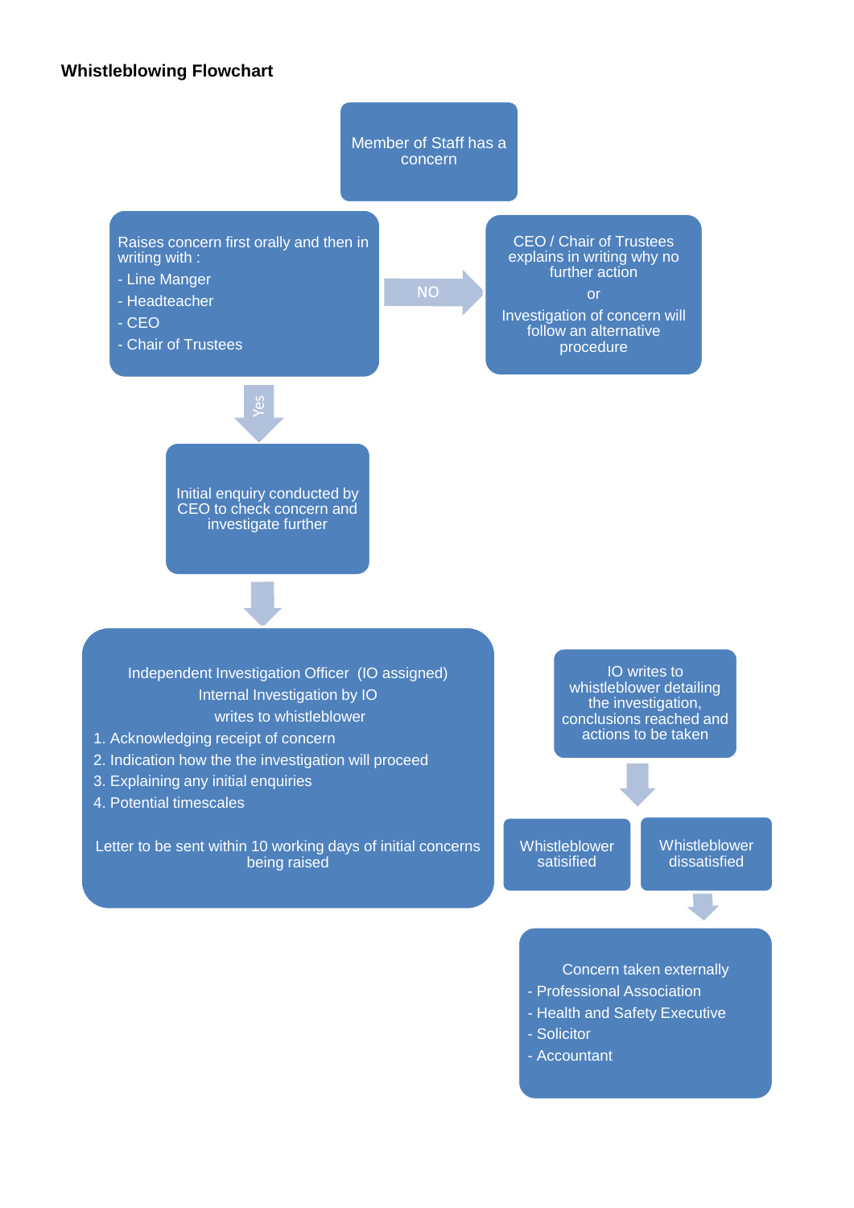**Whistleblowing Flowchart**

Member of Staff has a concern

Raises concern first orally and then in writing with :

- Line Manger
- Headteacher
- CEO
- Chair of Trustees

NO

CEO / Chair of Trustees explains in writing why no further action

or

Investigation of concern will follow an alternative procedure

Yes

Initial enquiry conducted by CEO to check concern and investigate further

Independent Investigation Officer (IO assigned)

Internal Investigation by IO

writes to whistleblower

1. Acknowledging receipt of concern
2. Indication how the the investigation will proceed
3. Explaining any initial enquiries
4. Potential timescales

Letter to be sent within 10 working days of initial concerns being raised

IO writes to whistleblower detailing the investigation, conclusions reached and actions to be taken

Whistleblower satisified

Whistleblower dissatisfied

Concern taken externally

- Professional Association
- Health and Safety Executive
- Solicitor
- Accountant